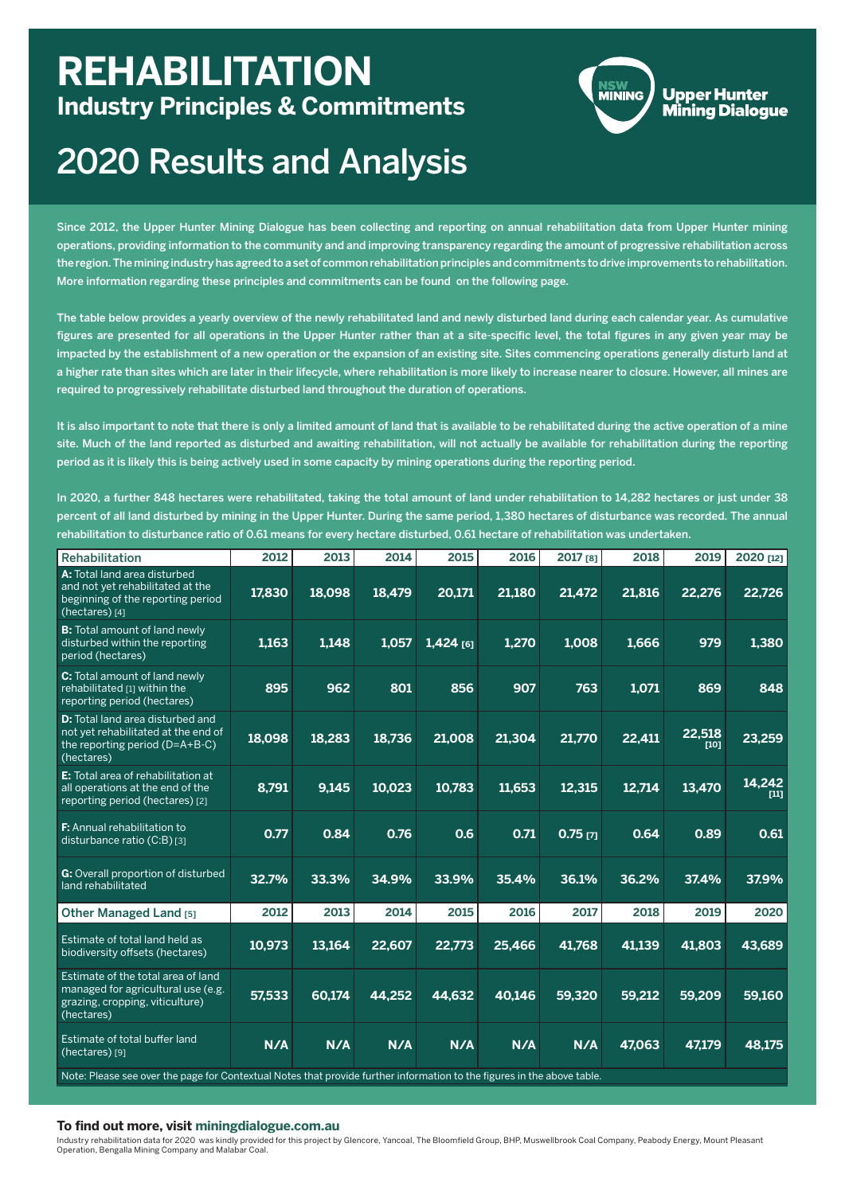# REHABILITATION

## Industry Principles & Commitments

NSW MINING

Upper Hunter Mining Dialogue

# 2020 Results and Analysis

Since 2012, the Upper Hunter Mining Dialogue has been collecting and reporting on annual rehabilitation data from Upper Hunter mining operations, providing information to the community and and improving transparency regarding the amount of progressive rehabilitation across the region. The mining industry has agreed to a set of common rehabilitation principles and commitments to drive improvements to rehabilitation. More information regarding these principles and commitments can be found on the following page.

The table below provides a yearly overview of the newly rehabilitated land and newly disturbed land during each calendar year. As cumulative figures are presented for all operations in the Upper Hunter rather than at a site-specific level, the total figures in any given year may be impacted by the establishment of a new operation or the expansion of an existing site. Sites commencing operations generally disturb land at a higher rate than sites which are later in their lifecycle, where rehabilitation is more likely to increase nearer to closure. However, all mines are required to progressively rehabilitate disturbed land throughout the duration of operations.

It is also important to note that there is only a limited amount of land that is available to be rehabilitated during the active operation of a mine site. Much of the land reported as disturbed and awaiting rehabilitation, will not actually be available for rehabilitation during the reporting period as it is likely this is being actively used in some capacity by mining operations during the reporting period.

In 2020, a further 848 hectares were rehabilitated, taking the total amount of land under rehabilitation to 14,282 hectares or just under 38 percent of all land disturbed by mining in the Upper Hunter. During the same period, 1,380 hectares of disturbance was recorded. The annual rehabilitation to disturbance ratio of 0.61 means for every hectare disturbed, 0.61 hectare of rehabilitation was undertaken.

| Rehabilitation | 2012 | 2013 | 2014 | 2015 | 2016 | 2017 [8] | 2018 | 2019 | 2020 [12] |
|---|---|---|---|---|---|---|---|---|---|
| **A:** Total land area disturbed and not yet rehabilitated at the beginning of the reporting period (hectares) [4] | 17,830 | 18,098 | 18,479 | 20,171 | 21,180 | 21,472 | 21,816 | 22,276 | 22,726 |
| **B:** Total amount of land newly disturbed within the reporting period (hectares) | 1,163 | 1,148 | 1,057 | 1,424 [6] | 1,270 | 1,008 | 1,666 | 979 | 1,380 |
| **C:** Total amount of land newly rehabilitated [1] within the reporting period (hectares) | 895 | 962 | 801 | 856 | 907 | 763 | 1,071 | 869 | 848 |
| **D:** Total land area disturbed and not yet rehabilitated at the end of the reporting period (D=A+B-C) (hectares) | 18,098 | 18,283 | 18,736 | 21,008 | 21,304 | 21,770 | 22,411 | 22,518 [10] | 23,259 |
| **E:** Total area of rehabilitation at all operations at the end of the reporting period (hectares) [2] | 8,791 | 9,145 | 10,023 | 10,783 | 11,653 | 12,315 | 12,714 | 13,470 | 14,242 [11] |
| **F:** Annual rehabilitation to disturbance ratio (C:B) [3] | 0.77 | 0.84 | 0.76 | 0.6 | 0.71 | 0.75 [7] | 0.64 | 0.89 | 0.61 |
| **G:** Overall proportion of disturbed land rehabilitated | 32.7% | 33.3% | 34.9% | 33.9% | 35.4% | 36.1% | 36.2% | 37.4% | 37.9% |
| **Other Managed Land [5]** | **2012** | **2013** | **2014** | **2015** | **2016** | **2017** | **2018** | **2019** | **2020** |
| Estimate of total land held as biodiversity offsets (hectares) | 10,973 | 13,164 | 22,607 | 22,773 | 25,466 | 41,768 | 41,139 | 41,803 | 43,689 |
| Estimate of the total area of land managed for agricultural use (e.g. grazing, cropping, viticulture) (hectares) | 57,533 | 60,174 | 44,252 | 44,632 | 40,146 | 59,320 | 59,212 | 59,209 | 59,160 |
| Estimate of total buffer land (hectares) [9] | N/A | N/A | N/A | N/A | N/A | N/A | 47,063 | 47,179 | 48,175 |

Note: Please see over the page for Contextual Notes that provide further information to the figures in the above table.

**To find out more, visit miningdialogue.com.au**

Industry rehabilitation data for 2020 was kindly provided for this project by Glencore, Yancoal, The Bloomfield Group, BHP, Muswellbrook Coal Company, Peabody Energy, Mount Pleasant Operation, Bengalla Mining Company and Malabar Coal.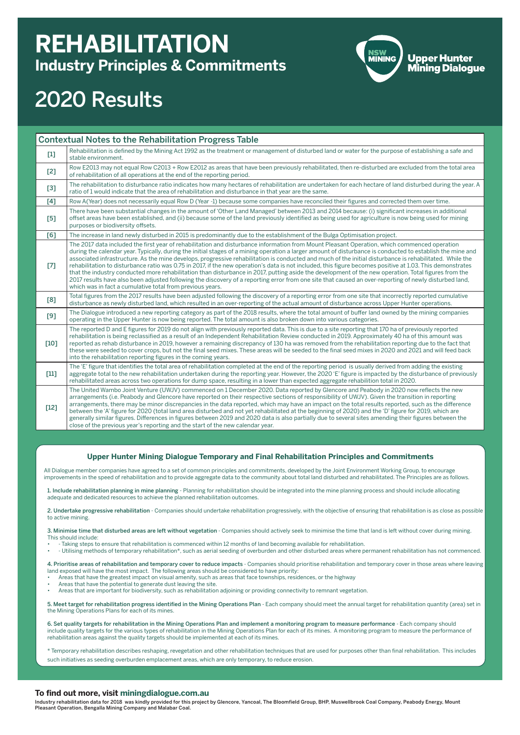# REHABILITATION
## Industry Principles & Commitments

NSW MINING | Upper Hunter Mining Dialogue

# 2020 Results

## Contextual Notes to the Rehabilitation Progress Table

| | |
|---|---|
| [1] | Rehabilitation is defined by the Mining Act 1992 as the treatment or management of disturbed land or water for the purpose of establishing a safe and stable environment. |
| [2] | Row E2013 may not equal Row C2013 + Row E2012 as areas that have been previously rehabilitated, then re-disturbed are excluded from the total area of rehabilitation of all operations at the end of the reporting period. |
| [3] | The rehabilitation to disturbance ratio indicates how many hectares of rehabilitation are undertaken for each hectare of land disturbed during the year. A ratio of 1 would indicate that the area of rehabilitation and disturbance in that year are the same. |
| [4] | Row A(Year) does not necessarily equal Row D (Year -1) because some companies have reconciled their figures and corrected them over time. |
| [5] | There have been substantial changes in the amount of 'Other Land Managed' between 2013 and 2014 because: (i) significant increases in additional offset areas have been established, and (ii) because some of the land previously identified as being used for agriculture is now being used for mining purposes or biodiversity offsets. |
| [6] | The increase in land newly disturbed in 2015 is predominantly due to the establishment of the Bulga Optimisation project. |
| [7] | The 2017 data included the first year of rehabilitation and disturbance information from Mount Pleasant Operation, which commenced operation during the calendar year. Typically, during the initial stages of a mining operation a larger amount of disturbance is conducted to establish the mine and associated infrastructure. As the mine develops, progressive rehabilitation is conducted and much of the initial disturbance is rehabilitated. While the rehabilitation to disturbance ratio was 0.75 in 2017, if the new operation's data is not included, this figure becomes positive at 1.03. This demonstrates that the industry conducted more rehabilitation than disturbance in 2017, putting aside the development of the new operation. Total figures from the 2017 results have also been adjusted following the discovery of a reporting error from one site that caused an over-reporting of newly disturbed land, which was in fact a cumulative total from previous years. |
| [8] | Total figures from the 2017 results have been adjusted following the discovery of a reporting error from one site that incorrectly reported cumulative disturbance as newly disturbed land, which resulted in an over-reporting of the actual amount of disturbance across Upper Hunter operations. |
| [9] | The Dialogue introduced a new reporting category as part of the 2018 results, where the total amount of buffer land owned by the mining companies operating in the Upper Hunter is now being reported. The total amount is also broken down into various categories. |
| [10] | The reported D and E figures for 2019 do not align with previously reported data. This is due to a site reporting that 170 ha of previously reported rehabilitation is being reclassified as a result of an Independent Rehabilitation Review conducted in 2019. Approximately 40 ha of this amount was reported as rehab disturbance in 2019, however a remaining discrepancy of 130 ha was removed from the rehabilitation reporting due to the fact that these were seeded to cover crops, but not the final seed mixes. These areas will be seeded to the final seed mixes in 2020 and 2021 and will feed back into the rehabilitation reporting figures in the coming years. |
| [11] | The 'E' figure that identifies the total area of rehabilitation completed at the end of the reporting period is usually derived from adding the existing aggregate total to the new rehabilitation undertaken during the reporting year. However, the 2020 'E' figure is impacted by the disturbance of previously rehabilitated areas across two operations for dump space, resulting in a lower than expected aggregate rehabilitation total in 2020. |
| [12] | The United Wambo Joint Venture (UWJV) commenced on 1 December 2020. Data reported by Glencore and Peabody in 2020 now reflects the new arrangements (i.e. Peabody and Glencore have reported on their respective sections of responsibility of UWJV). Given the transition in reporting arrangements, there may be minor discrepancies in the data reported, which may have an impact on the total results reported, such as the difference between the 'A' figure for 2020 (total land area disturbed and not yet rehabilitated at the beginning of 2020) and the 'D' figure for 2019, which are generally similar figures. Differences in figures between 2019 and 2020 data is also partially due to several sites amending their figures between the close of the previous year's reporting and the start of the new calendar year. |

## Upper Hunter Mining Dialogue Temporary and Final Rehabilitation Principles and Commitments

All Dialogue member companies have agreed to a set of common principles and commitments, developed by the Joint Environment Working Group, to encourage improvements in the speed of rehabilitation and to provide aggregate data to the community about total land disturbed and rehabilitated. The Principles are as follows.

**1. Include rehabilitation planning in mine planning** - Planning for rehabilitation should be integrated into the mine planning process and should include allocating adequate and dedicated resources to achieve the planned rehabilitation outcomes.

**2. Undertake progressive rehabilitation** - Companies should undertake rehabilitation progressively, with the objective of ensuring that rehabilitation is as close as possible to active mining.

**3. Minimise time that disturbed areas are left without vegetation** - Companies should actively seek to minimise the time that land is left without cover during mining. This should include:

- - Taking steps to ensure that rehabilitation is commenced within 12 months of land becoming available for rehabilitation.
- - Utilising methods of temporary rehabilitation*, such as aerial seeding of overburden and other disturbed areas where permanent rehabilitation has not commenced.

**4. Prioritise areas of rehabilitation and temporary cover to reduce impacts** - Companies should prioritise rehabilitation and temporary cover in those areas where leaving land exposed will have the most impact. The following areas should be considered to have priority:

- Areas that have the greatest impact on visual amenity, such as areas that face townships, residences, or the highway
- Areas that have the potential to generate dust leaving the site.
- Areas that are important for biodiversity, such as rehabilitation adjoining or providing connectivity to remnant vegetation.

**5. Meet target for rehabilitation progress identified in the Mining Operations Plan** - Each company should meet the annual target for rehabilitation quantity (area) set in the Mining Operations Plans for each of its mines.

**6. Set quality targets for rehabilitation in the Mining Operations Plan and implement a monitoring program to measure performance** - Each company should include quality targets for the various types of rehabilitation in the Mining Operations Plan for each of its mines. A monitoring program to measure the performance of rehabilitation areas against the quality targets should be implemented at each of its mines.

* Temporary rehabilitation describes reshaping, revegetation and other rehabilitation techniques that are used for purposes other than final rehabilitation. This includes such initiatives as seeding overburden emplacement areas, which are only temporary, to reduce erosion.

**To find out more, visit miningdialogue.com.au**

Industry rehabilitation data for 2018 was kindly provided for this project by Glencore, Yancoal, The Bloomfield Group, BHP, Muswellbrook Coal Company, Peabody Energy, Mount Pleasant Operation, Bengalla Mining Company and Malabar Coal.